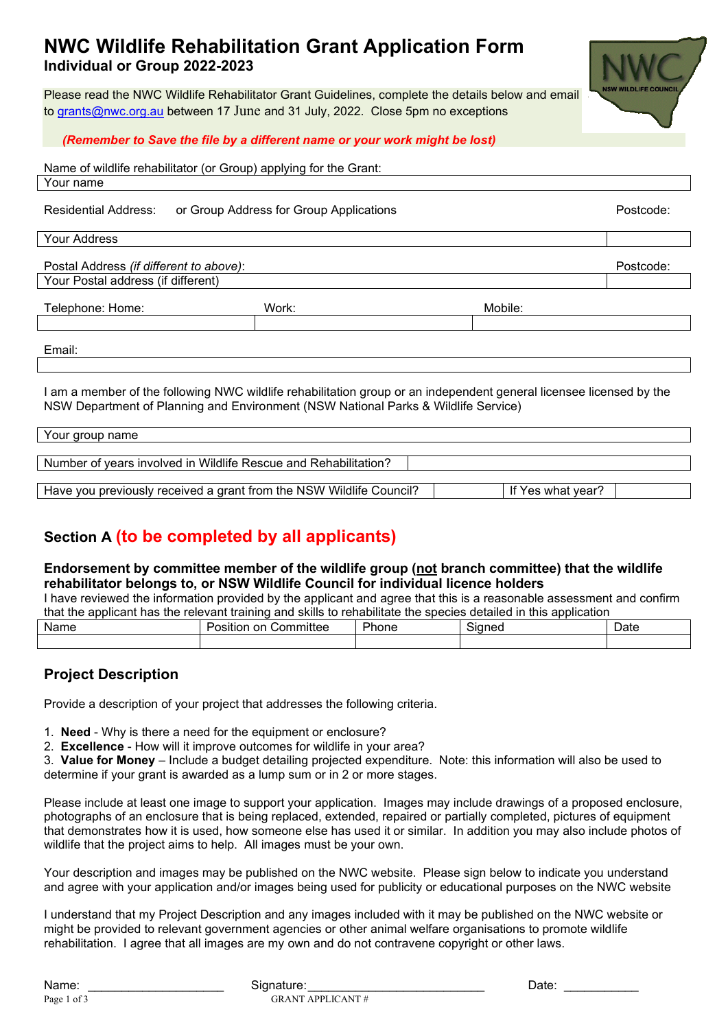# NWC Wildlife Rehabilitation Grant Application Form

**Individual or Group 2022-2023**

Please read the NWC Wildlife Rehabilitator Grant Guidelines, complete the details below and email to grants@nwc.org.au between 17 June and 31 July, 2022. Close 5pm no exceptions

***(Remember to Save the file by a different name or your work might be lost)***

Name of wildlife rehabilitator (or Group) applying for the Grant:

| Your name |
|---|

| Residential Address: or Group Address for Group Applications | Postcode: |
|---|---|
| Your Address | |

| Postal Address *(if different to above)*: | Postcode: |
|---|---|
| Your Postal address (if different) | |

| Telephone: Home: | Work: | Mobile: |
|---|---|---|
| | | |

| Email: |
|---|
| |

I am a member of the following NWC wildlife rehabilitation group or an independent general licensee licensed by the NSW Department of Planning and Environment (NSW National Parks & Wildlife Service)

| Your group name |
|---|

| Number of years involved in Wildlife Rescue and Rehabilitation? | |
|---|---|

| Have you previously received a grant from the NSW Wildlife Council? | | If Yes what year? | |
|---|---|---|---|

## Section A (to be completed by all applicants)

### Endorsement by committee member of the wildlife group (not branch committee) that the wildlife rehabilitator belongs to, or NSW Wildlife Council for individual licence holders

I have reviewed the information provided by the applicant and agree that this is a reasonable assessment and confirm that the applicant has the relevant training and skills to rehabilitate the species detailed in this application

| Name | Position on Committee | Phone | Signed | Date |
|---|---|---|---|---|
| | | | | |

## Project Description

Provide a description of your project that addresses the following criteria.

1. **Need** - Why is there a need for the equipment or enclosure?
2. **Excellence** - How will it improve outcomes for wildlife in your area?
3. **Value for Money** – Include a budget detailing projected expenditure. Note: this information will also be used to determine if your grant is awarded as a lump sum or in 2 or more stages.

Please include at least one image to support your application. Images may include drawings of a proposed enclosure, photographs of an enclosure that is being replaced, extended, repaired or partially completed, pictures of equipment that demonstrates how it is used, how someone else has used it or similar. In addition you may also include photos of wildlife that the project aims to help. All images must be your own.

Your description and images may be published on the NWC website. Please sign below to indicate you understand and agree with your application and/or images being used for publicity or educational purposes on the NWC website

I understand that my Project Description and any images included with it may be published on the NWC website or might be provided to relevant government agencies or other animal welfare organisations to promote wildlife rehabilitation. I agree that all images are my own and do not contravene copyright or other laws.

Name: ____________________ Signature:__________________________ Date: ___________

GRANT APPLICANT #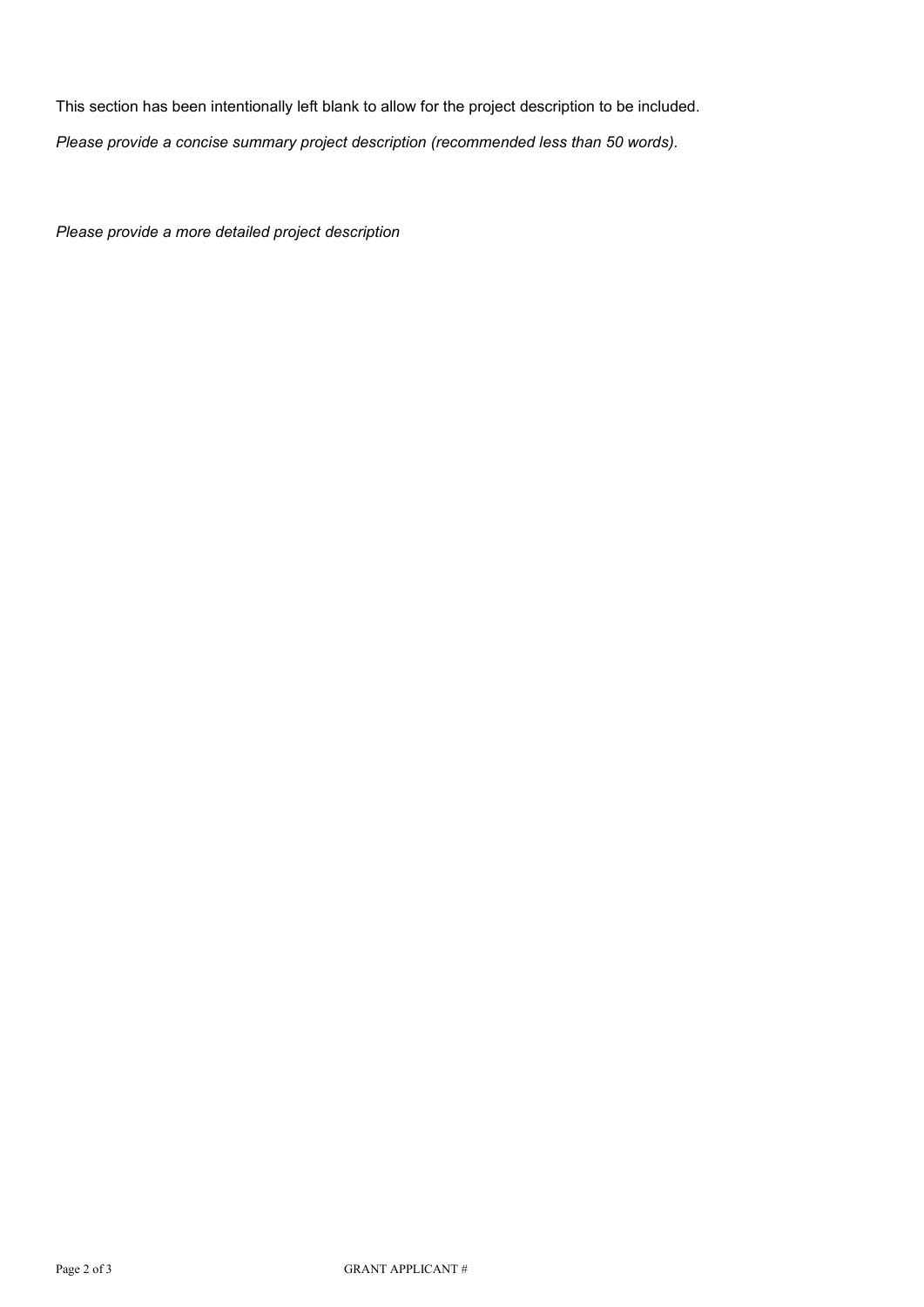This section has been intentionally left blank to allow for the project description to be included.

*Please provide a concise summary project description (recommended less than 50 words).*

*Please provide a more detailed project description*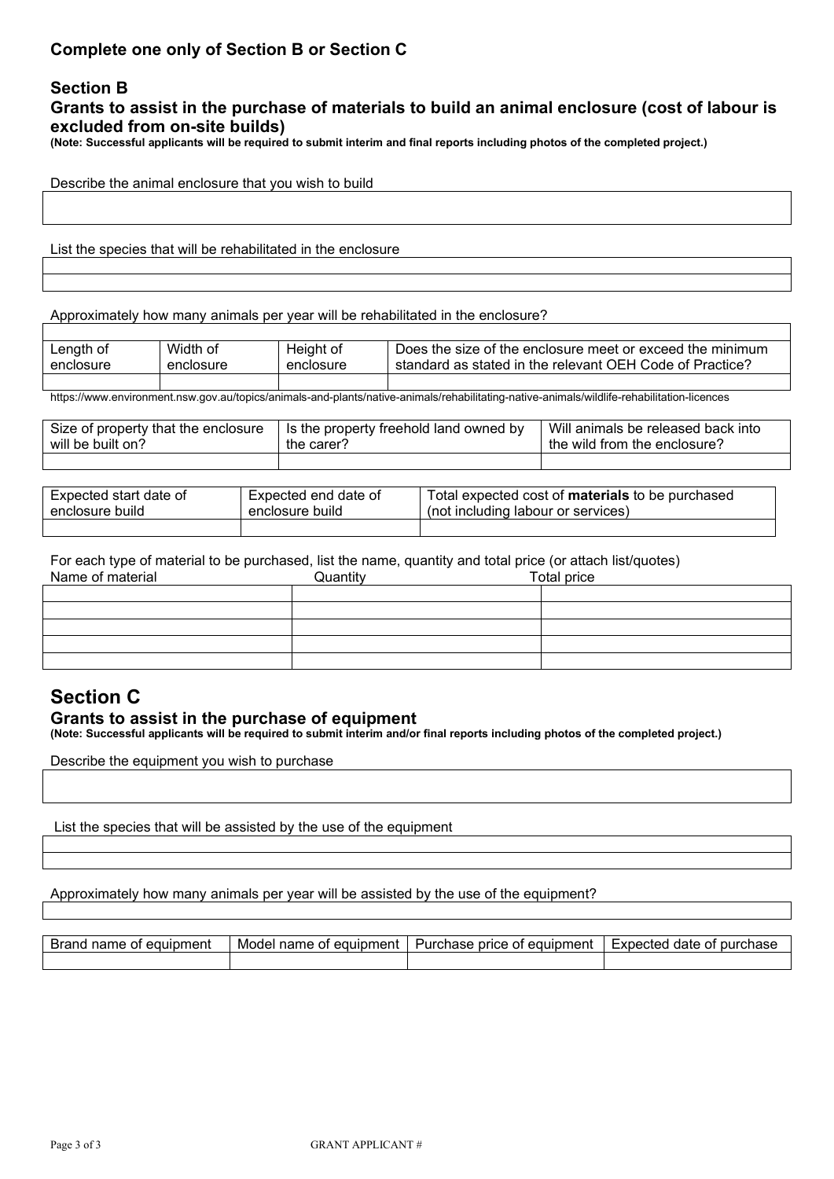**Complete one only of Section B or Section C**

## Section B

### Grants to assist in the purchase of materials to build an animal enclosure (cost of labour is excluded from on-site builds)

**(Note: Successful applicants will be required to submit interim and final reports including photos of the completed project.)**

Describe the animal enclosure that you wish to build

| |
|---|
| |

List the species that will be rehabilitated in the enclosure

| |
|---|
| |
| |

Approximately how many animals per year will be rehabilitated in the enclosure?

| |
|---|
| |

| Length of enclosure | Width of enclosure | Height of enclosure | Does the size of the enclosure meet or exceed the minimum standard as stated in the relevant OEH Code of Practice? |
|---|---|---|---|
| | | | |

https://www.environment.nsw.gov.au/topics/animals-and-plants/native-animals/rehabilitating-native-animals/wildlife-rehabilitation-licences

| Size of property that the enclosure will be built on? | Is the property freehold land owned by the carer? | Will animals be released back into the wild from the enclosure? |
|---|---|---|
| | | |

| Expected start date of enclosure build | Expected end date of enclosure build | Total expected cost of **materials** to be purchased (not including labour or services) |
|---|---|---|
| | | |

For each type of material to be purchased, list the name, quantity and total price (or attach list/quotes)

| Name of material | Quantity | Total price |
|---|---|---|
| | | |
| | | |
| | | |
| | | |
| | | |

## Section C

### Grants to assist in the purchase of equipment

**(Note: Successful applicants will be required to submit interim and/or final reports including photos of the completed project.)**

Describe the equipment you wish to purchase

| |
|---|
| |

List the species that will be assisted by the use of the equipment

| |
|---|
| |
| |

Approximately how many animals per year will be assisted by the use of the equipment?

| |
|---|
| |

| Brand name of equipment | Model name of equipment | Purchase price of equipment | Expected date of purchase |
|---|---|---|---|
| | | | |

GRANT APPLICANT #